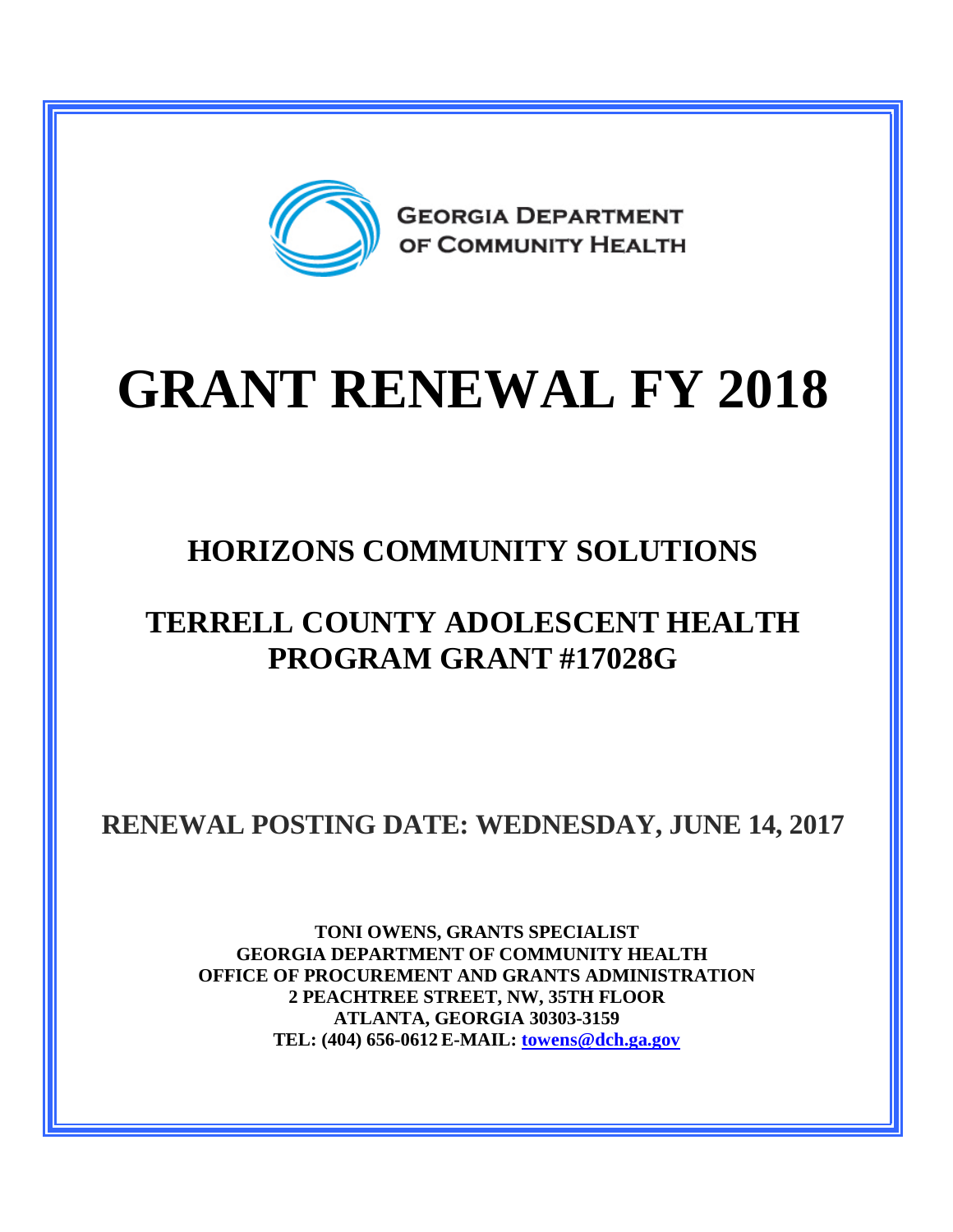GEORGIA DEPARTMENT OF COMMUNITY HEALTH

# GRANT RENEWAL FY 2018

## HORIZONS COMMUNITY SOLUTIONS

## TERRELL COUNTY ADOLESCENT HEALTH PROGRAM GRANT #17028G

### RENEWAL POSTING DATE: WEDNESDAY, JUNE 14, 2017

**TONI OWENS, GRANTS SPECIALIST**
**GEORGIA DEPARTMENT OF COMMUNITY HEALTH**
**OFFICE OF PROCUREMENT AND GRANTS ADMINISTRATION**
**2 PEACHTREE STREET, NW, 35TH FLOOR**
**ATLANTA, GEORGIA 30303-3159**
**TEL: (404) 656-0612 E-MAIL: towens@dch.ga.gov**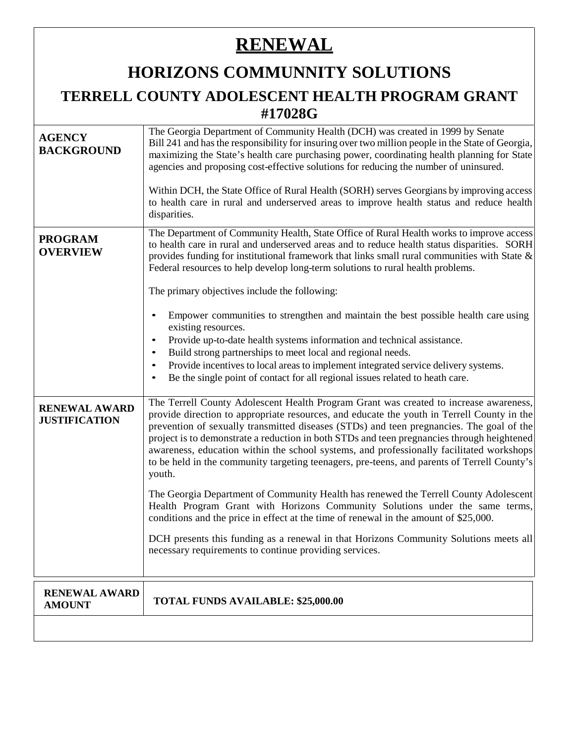# RENEWAL

## HORIZONS COMMUNNITY SOLUTIONS

## TERRELL COUNTY ADOLESCENT HEALTH PROGRAM GRANT #17028G

| | |
|---|---|
| **AGENCY BACKGROUND** | The Georgia Department of Community Health (DCH) was created in 1999 by Senate Bill 241 and has the responsibility for insuring over two million people in the State of Georgia, maximizing the State's health care purchasing power, coordinating health planning for State agencies and proposing cost-effective solutions for reducing the number of uninsured.<br><br>Within DCH, the State Office of Rural Health (SORH) serves Georgians by improving access to health care in rural and underserved areas to improve health status and reduce health disparities. |
| **PROGRAM OVERVIEW** | The Department of Community Health, State Office of Rural Health works to improve access to health care in rural and underserved areas and to reduce health status disparities. SORH provides funding for institutional framework that links small rural communities with State & Federal resources to help develop long-term solutions to rural health problems.<br><br>The primary objectives include the following:<br><br>• Empower communities to strengthen and maintain the best possible health care using existing resources.<br>• Provide up-to-date health systems information and technical assistance.<br>• Build strong partnerships to meet local and regional needs.<br>• Provide incentives to local areas to implement integrated service delivery systems.<br>• Be the single point of contact for all regional issues related to heath care. |
| **RENEWAL AWARD JUSTIFICATION** | The Terrell County Adolescent Health Program Grant was created to increase awareness, provide direction to appropriate resources, and educate the youth in Terrell County in the prevention of sexually transmitted diseases (STDs) and teen pregnancies. The goal of the project is to demonstrate a reduction in both STDs and teen pregnancies through heightened awareness, education within the school systems, and professionally facilitated workshops to be held in the community targeting teenagers, pre-teens, and parents of Terrell County's youth.<br><br>The Georgia Department of Community Health has renewed the Terrell County Adolescent Health Program Grant with Horizons Community Solutions under the same terms, conditions and the price in effect at the time of renewal in the amount of $25,000.<br><br>DCH presents this funding as a renewal in that Horizons Community Solutions meets all necessary requirements to continue providing services. |
| **RENEWAL AWARD AMOUNT** | **TOTAL FUNDS AVAILABLE: $25,000.00** |